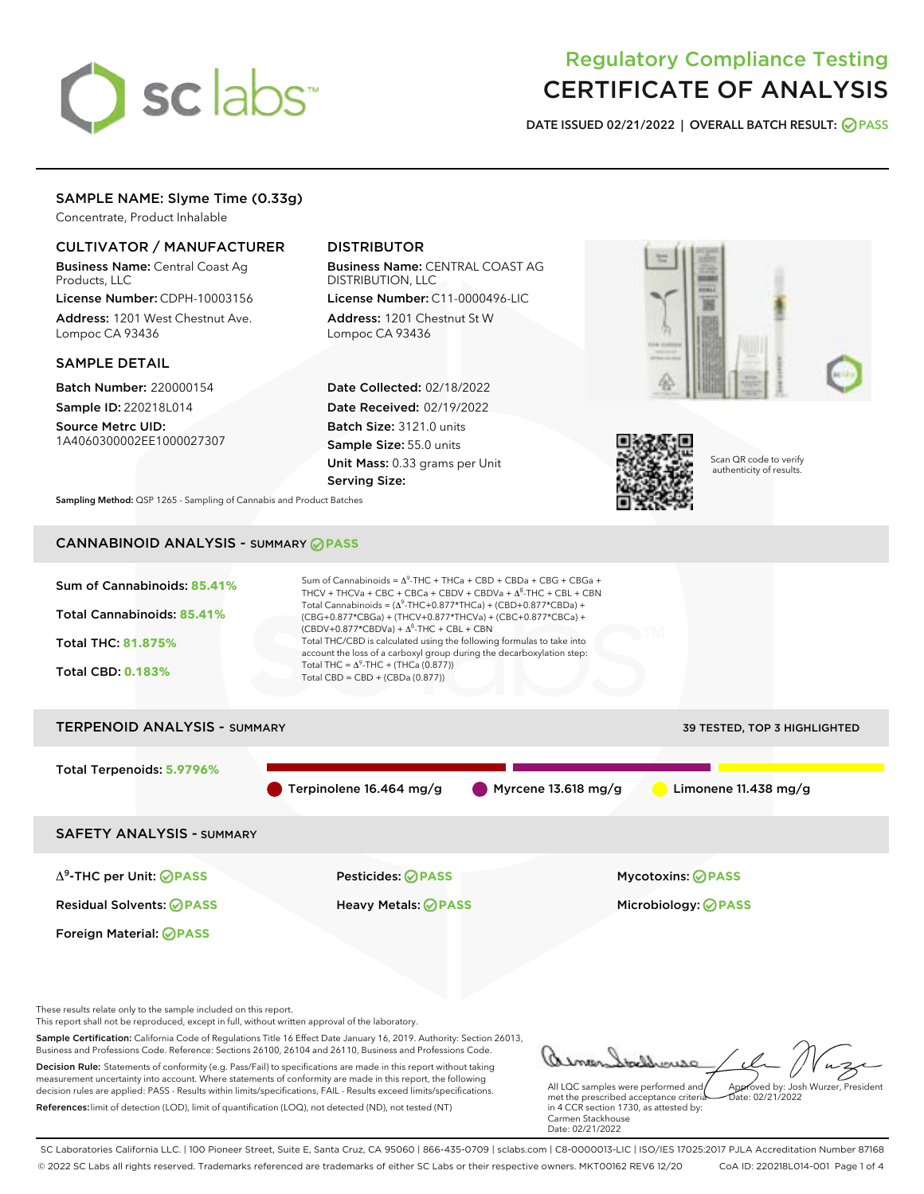# Regulatory Compliance Testing
# CERTIFICATE OF ANALYSIS

**DATE ISSUED** 02/21/2022 | **OVERALL BATCH RESULT:** PASS

## SAMPLE NAME: Slyme Time (0.33g)

Concentrate, Product Inhalable

### CULTIVATOR / MANUFACTURER

**Business Name:** Central Coast Ag Products, LLC

**License Number:** CDPH-10003156

**Address:** 1201 West Chestnut Ave. Lompoc CA 93436

### DISTRIBUTOR

**Business Name:** CENTRAL COAST AG DISTRIBUTION, LLC

**License Number:** C11-0000496-LIC

**Address:** 1201 Chestnut St W Lompoc CA 93436

### SAMPLE DETAIL

**Batch Number:** 220000154

**Sample ID:** 220218L014

**Source Metrc UID:** 1A4060300002EE1000027307

**Date Collected:** 02/18/2022

**Date Received:** 02/19/2022

**Batch Size:** 3121.0 units

**Sample Size:** 55.0 units

**Unit Mass:** 0.33 grams per Unit

**Serving Size:**

**Sampling Method:** QSP 1265 - Sampling of Cannabis and Product Batches

Scan QR code to verify authenticity of results.

## CANNABINOID ANALYSIS - SUMMARY PASS

**Sum of Cannabinoids:** 85.41%

**Total Cannabinoids:** 85.41%

**Total THC:** 81.875%

**Total CBD:** 0.183%

Sum of Cannabinoids = $\Delta^9$-THC + THCa + CBD + CBDa + CBG + CBGa + THCV + THCVa + CBC + CBCa + CBDV + CBDVa + $\Delta^8$-THC + CBL + CBN

Total Cannabinoids = ($\Delta^9$-THC+0.877*THCa) + (CBD+0.877*CBDa) + (CBG+0.877*CBGa) + (THCV+0.877*THCVa) + (CBC+0.877*CBCa) + (CBDV+0.877*CBDVa) + $\Delta^8$-THC + CBL + CBN

Total THC/CBD is calculated using the following formulas to take into account the loss of a carboxyl group during the decarboxylation step:

Total THC = $\Delta^9$-THC + (THCa (0.877))

Total CBD = CBD + (CBDa (0.877))

## TERPENOID ANALYSIS - SUMMARY

39 TESTED, TOP 3 HIGHLIGHTED

**Total Terpenoids:** 5.9796%

Terpinolene 16.464 mg/g | Myrcene 13.618 mg/g | Limonene 11.438 mg/g

## SAFETY ANALYSIS - SUMMARY

$\Delta^9$-THC per Unit: PASS

Pesticides: PASS

Mycotoxins: PASS

Residual Solvents: PASS

Heavy Metals: PASS

Microbiology: PASS

Foreign Material: PASS

These results relate only to the sample included on this report.
This report shall not be reproduced, except in full, without written approval of the laboratory.

**Sample Certification:** California Code of Regulations Title 16 Effect Date January 16, 2019. Authority: Section 26013, Business and Professions Code. Reference: Sections 26100, 26104 and 26110, Business and Professions Code.

**Decision Rule:** Statements of conformity (e.g. Pass/Fail) to specifications are made in this report without taking measurement uncertainty into account. Where statements of conformity are made in this report, the following decision rules are applied: PASS - Results within limits/specifications, FAIL - Results exceed limits/specifications.

**References:** limit of detection (LOD), limit of quantification (LOQ), not detected (ND), not tested (NT)

All LQC samples were performed and met the prescribed acceptance criteria in 4 CCR section 1730, as attested by: Carmen Stackhouse
Date: 02/21/2022

Approved by: Josh Wurzer, President
Date: 02/21/2022

SC Laboratories California LLC. | 100 Pioneer Street, Suite E, Santa Cruz, CA 95060 | 866-435-0709 | sclabs.com | C8-0000013-LIC | ISO/IES 17025:2017 PJLA Accreditation Number 87168
© 2022 SC Labs all rights reserved. Trademarks referenced are trademarks of either SC Labs or their respective owners. MKT00162 REV6 12/20 CoA ID: 220218L014-001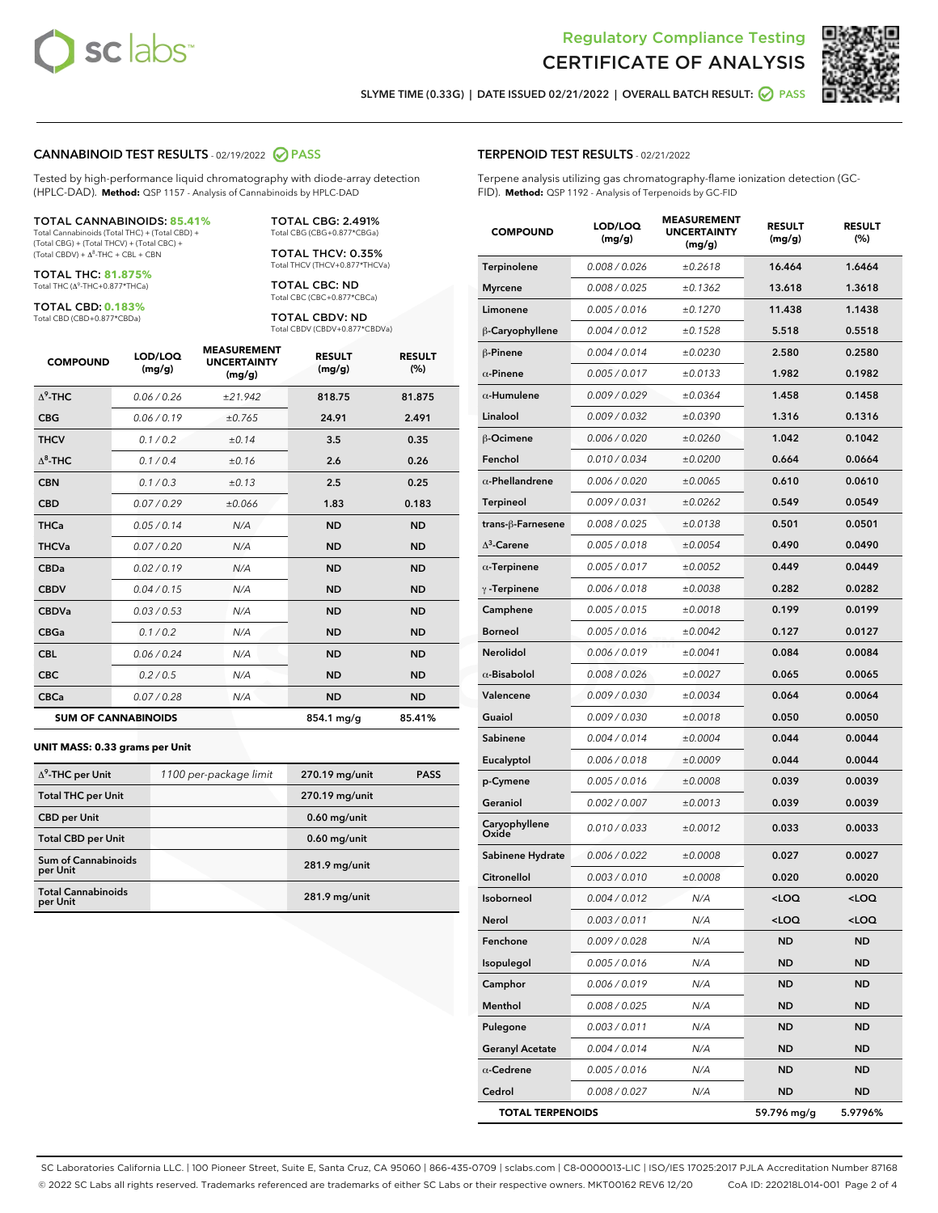Regulatory Compliance Testing
# CERTIFICATE OF ANALYSIS

SLYME TIME (0.33G) | DATE ISSUED 02/21/2022 | OVERALL BATCH RESULT: PASS

## CANNABINOID TEST RESULTS - 02/19/2022 PASS

Tested by high-performance liquid chromatography with diode-array detection (HPLC-DAD). **Method:** QSP 1157 - Analysis of Cannabinoids by HPLC-DAD

**TOTAL CANNABINOIDS: 85.41%**
Total Cannabinoids (Total THC) + (Total CBD) + (Total CBG) + (Total THCV) + (Total CBC) + (Total CBDV) + $\Delta^8$-THC + CBL + CBN

**TOTAL THC: 81.875%**
Total THC ($\Delta^9$-THC+0.877*THCa)

**TOTAL CBD: 0.183%**
Total CBD (CBD+0.877*CBDa)

**TOTAL CBG: 2.491%**
Total CBG (CBG+0.877*CBGa)

**TOTAL THCV: 0.35%**
Total THCV (THCV+0.877*THCVa)

**TOTAL CBC: ND**
Total CBC (CBC+0.877*CBCa)

**TOTAL CBDV: ND**
Total CBDV (CBDV+0.877*CBDVa)

| COMPOUND | LOD/LOQ (mg/g) | MEASUREMENT UNCERTAINTY (mg/g) | RESULT (mg/g) | RESULT (%) |
|---|---|---|---|---|
| $\Delta^9$-THC | 0.06 / 0.26 | ±21.942 | 818.75 | 81.875 |
| CBG | 0.06 / 0.19 | ±0.765 | 24.91 | 2.491 |
| THCV | 0.1 / 0.2 | ±0.14 | 3.5 | 0.35 |
| $\Delta^8$-THC | 0.1 / 0.4 | ±0.16 | 2.6 | 0.26 |
| CBN | 0.1 / 0.3 | ±0.13 | 2.5 | 0.25 |
| CBD | 0.07 / 0.29 | ±0.066 | 1.83 | 0.183 |
| THCa | 0.05 / 0.14 | N/A | ND | ND |
| THCVa | 0.07 / 0.20 | N/A | ND | ND |
| CBDa | 0.02 / 0.19 | N/A | ND | ND |
| CBDV | 0.04 / 0.15 | N/A | ND | ND |
| CBDVa | 0.03 / 0.53 | N/A | ND | ND |
| CBGa | 0.1 / 0.2 | N/A | ND | ND |
| CBL | 0.06 / 0.24 | N/A | ND | ND |
| CBC | 0.2 / 0.5 | N/A | ND | ND |
| CBCa | 0.07 / 0.28 | N/A | ND | ND |
| **SUM OF CANNABINOIDS** | | | 854.1 mg/g | 85.41% |

**UNIT MASS: 0.33 grams per Unit**

| | | | |
|---|---|---|---|
| $\Delta^9$-THC per Unit | 1100 per-package limit | 270.19 mg/unit | PASS |
| Total THC per Unit | | 270.19 mg/unit | |
| CBD per Unit | | 0.60 mg/unit | |
| Total CBD per Unit | | 0.60 mg/unit | |
| Sum of Cannabinoids per Unit | | 281.9 mg/unit | |
| Total Cannabinoids per Unit | | 281.9 mg/unit | |

## TERPENOID TEST RESULTS - 02/21/2022

Terpene analysis utilizing gas chromatography-flame ionization detection (GC-FID). **Method:** QSP 1192 - Analysis of Terpenoids by GC-FID

| COMPOUND | LOD/LOQ (mg/g) | MEASUREMENT UNCERTAINTY (mg/g) | RESULT (mg/g) | RESULT (%) |
|---|---|---|---|---|
| Terpinolene | 0.008 / 0.026 | ±0.2618 | 16.464 | 1.6464 |
| Myrcene | 0.008 / 0.025 | ±0.1362 | 13.618 | 1.3618 |
| Limonene | 0.005 / 0.016 | ±0.1270 | 11.438 | 1.1438 |
| β-Caryophyllene | 0.004 / 0.012 | ±0.1528 | 5.518 | 0.5518 |
| β-Pinene | 0.004 / 0.014 | ±0.0230 | 2.580 | 0.2580 |
| α-Pinene | 0.005 / 0.017 | ±0.0133 | 1.982 | 0.1982 |
| α-Humulene | 0.009 / 0.029 | ±0.0364 | 1.458 | 0.1458 |
| Linalool | 0.009 / 0.032 | ±0.0390 | 1.316 | 0.1316 |
| β-Ocimene | 0.006 / 0.020 | ±0.0260 | 1.042 | 0.1042 |
| Fenchol | 0.010 / 0.034 | ±0.0200 | 0.664 | 0.0664 |
| α-Phellandrene | 0.006 / 0.020 | ±0.0065 | 0.610 | 0.0610 |
| Terpineol | 0.009 / 0.031 | ±0.0262 | 0.549 | 0.0549 |
| trans-β-Farnesene | 0.008 / 0.025 | ±0.0138 | 0.501 | 0.0501 |
| $\Delta^3$-Carene | 0.005 / 0.018 | ±0.0054 | 0.490 | 0.0490 |
| α-Terpinene | 0.005 / 0.017 | ±0.0052 | 0.449 | 0.0449 |
| γ-Terpinene | 0.006 / 0.018 | ±0.0038 | 0.282 | 0.0282 |
| Camphene | 0.005 / 0.015 | ±0.0018 | 0.199 | 0.0199 |
| Borneol | 0.005 / 0.016 | ±0.0042 | 0.127 | 0.0127 |
| Nerolidol | 0.006 / 0.019 | ±0.0041 | 0.084 | 0.0084 |
| α-Bisabolol | 0.008 / 0.026 | ±0.0027 | 0.065 | 0.0065 |
| Valencene | 0.009 / 0.030 | ±0.0034 | 0.064 | 0.0064 |
| Guaiol | 0.009 / 0.030 | ±0.0018 | 0.050 | 0.0050 |
| Sabinene | 0.004 / 0.014 | ±0.0004 | 0.044 | 0.0044 |
| Eucalyptol | 0.006 / 0.018 | ±0.0009 | 0.044 | 0.0044 |
| p-Cymene | 0.005 / 0.016 | ±0.0008 | 0.039 | 0.0039 |
| Geraniol | 0.002 / 0.007 | ±0.0013 | 0.039 | 0.0039 |
| Caryophyllene Oxide | 0.010 / 0.033 | ±0.0012 | 0.033 | 0.0033 |
| Sabinene Hydrate | 0.006 / 0.022 | ±0.0008 | 0.027 | 0.0027 |
| Citronellol | 0.003 / 0.010 | ±0.0008 | 0.020 | 0.0020 |
| Isoborneol | 0.004 / 0.012 | N/A | <LOQ | <LOQ |
| Nerol | 0.003 / 0.011 | N/A | <LOQ | <LOQ |
| Fenchone | 0.009 / 0.028 | N/A | ND | ND |
| Isopulegol | 0.005 / 0.016 | N/A | ND | ND |
| Camphor | 0.006 / 0.019 | N/A | ND | ND |
| Menthol | 0.008 / 0.025 | N/A | ND | ND |
| Pulegone | 0.003 / 0.011 | N/A | ND | ND |
| Geranyl Acetate | 0.004 / 0.014 | N/A | ND | ND |
| α-Cedrene | 0.005 / 0.016 | N/A | ND | ND |
| Cedrol | 0.008 / 0.027 | N/A | ND | ND |
| **TOTAL TERPENOIDS** | | | 59.796 mg/g | 5.9796% |

SC Laboratories California LLC. | 100 Pioneer Street, Suite E, Santa Cruz, CA 95060 | 866-435-0709 | sclabs.com | C8-0000013-LIC | ISO/IES 17025:2017 PJLA Accreditation Number 87168
© 2022 SC Labs all rights reserved. Trademarks referenced are trademarks of either SC Labs or their respective owners. MKT00162 REV6 12/20 CoA ID: 220218L014-001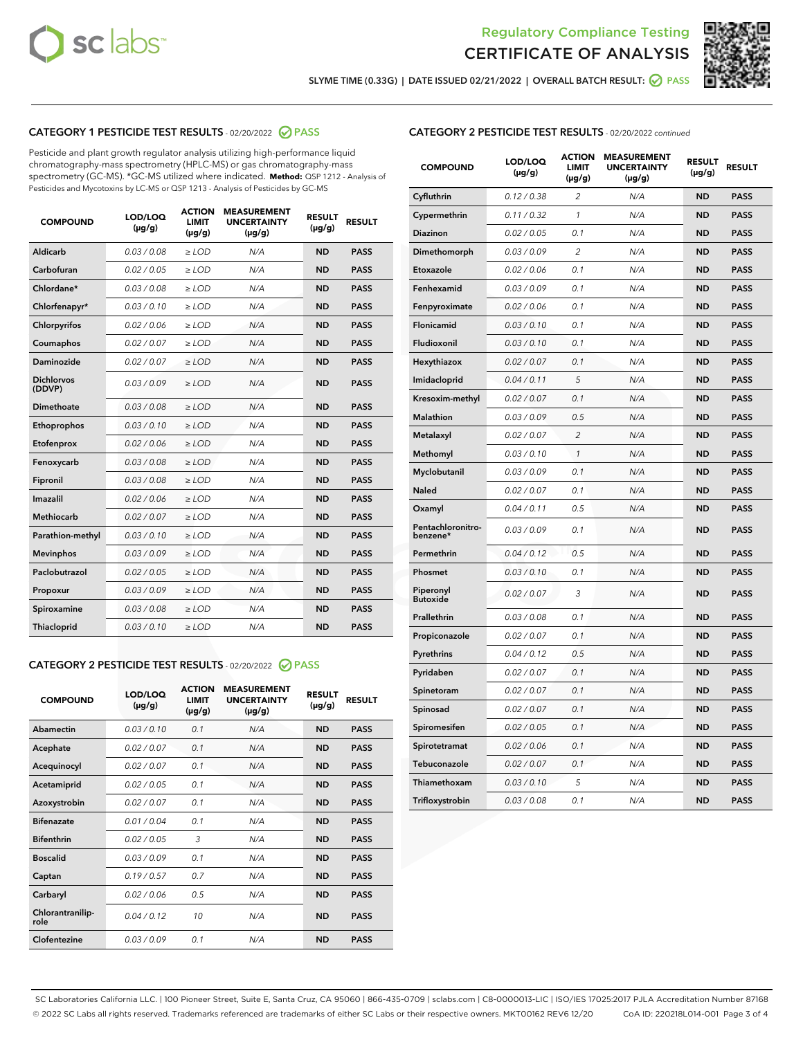# Regulatory Compliance Testing
# CERTIFICATE OF ANALYSIS

SLYME TIME (0.33G) | DATE ISSUED 02/21/2022 | OVERALL BATCH RESULT: PASS

## CATEGORY 1 PESTICIDE TEST RESULTS - 02/20/2022 PASS

Pesticide and plant growth regulator analysis utilizing high-performance liquid chromatography-mass spectrometry (HPLC-MS) or gas chromatography-mass spectrometry (GC-MS). *GC-MS utilized where indicated. **Method:** QSP 1212 - Analysis of Pesticides and Mycotoxins by LC-MS or QSP 1213 - Analysis of Pesticides by GC-MS

| COMPOUND | LOD/LOQ (µg/g) | ACTION LIMIT (µg/g) | MEASUREMENT UNCERTAINTY (µg/g) | RESULT (µg/g) | RESULT |
|---|---|---|---|---|---|
| Aldicarb | 0.03 / 0.08 | ≥ LOD | N/A | ND | PASS |
| Carbofuran | 0.02 / 0.05 | ≥ LOD | N/A | ND | PASS |
| Chlordane* | 0.03 / 0.08 | ≥ LOD | N/A | ND | PASS |
| Chlorfenapyr* | 0.03 / 0.10 | ≥ LOD | N/A | ND | PASS |
| Chlorpyrifos | 0.02 / 0.06 | ≥ LOD | N/A | ND | PASS |
| Coumaphos | 0.02 / 0.07 | ≥ LOD | N/A | ND | PASS |
| Daminozide | 0.02 / 0.07 | ≥ LOD | N/A | ND | PASS |
| Dichlorvos (DDVP) | 0.03 / 0.09 | ≥ LOD | N/A | ND | PASS |
| Dimethoate | 0.03 / 0.08 | ≥ LOD | N/A | ND | PASS |
| Ethoprophos | 0.03 / 0.10 | ≥ LOD | N/A | ND | PASS |
| Etofenprox | 0.02 / 0.06 | ≥ LOD | N/A | ND | PASS |
| Fenoxycarb | 0.03 / 0.08 | ≥ LOD | N/A | ND | PASS |
| Fipronil | 0.03 / 0.08 | ≥ LOD | N/A | ND | PASS |
| Imazalil | 0.02 / 0.06 | ≥ LOD | N/A | ND | PASS |
| Methiocarb | 0.02 / 0.07 | ≥ LOD | N/A | ND | PASS |
| Parathion-methyl | 0.03 / 0.10 | ≥ LOD | N/A | ND | PASS |
| Mevinphos | 0.03 / 0.09 | ≥ LOD | N/A | ND | PASS |
| Paclobutrazol | 0.02 / 0.05 | ≥ LOD | N/A | ND | PASS |
| Propoxur | 0.03 / 0.09 | ≥ LOD | N/A | ND | PASS |
| Spiroxamine | 0.03 / 0.08 | ≥ LOD | N/A | ND | PASS |
| Thiacloprid | 0.03 / 0.10 | ≥ LOD | N/A | ND | PASS |

## CATEGORY 2 PESTICIDE TEST RESULTS - 02/20/2022 PASS

| COMPOUND | LOD/LOQ (µg/g) | ACTION LIMIT (µg/g) | MEASUREMENT UNCERTAINTY (µg/g) | RESULT (µg/g) | RESULT |
|---|---|---|---|---|---|
| Abamectin | 0.03 / 0.10 | 0.1 | N/A | ND | PASS |
| Acephate | 0.02 / 0.07 | 0.1 | N/A | ND | PASS |
| Acequinocyl | 0.02 / 0.07 | 0.1 | N/A | ND | PASS |
| Acetamiprid | 0.02 / 0.05 | 0.1 | N/A | ND | PASS |
| Azoxystrobin | 0.02 / 0.07 | 0.1 | N/A | ND | PASS |
| Bifenazate | 0.01 / 0.04 | 0.1 | N/A | ND | PASS |
| Bifenthrin | 0.02 / 0.05 | 3 | N/A | ND | PASS |
| Boscalid | 0.03 / 0.09 | 0.1 | N/A | ND | PASS |
| Captan | 0.19 / 0.57 | 0.7 | N/A | ND | PASS |
| Carbaryl | 0.02 / 0.06 | 0.5 | N/A | ND | PASS |
| Chlorantraniliprole | 0.04 / 0.12 | 10 | N/A | ND | PASS |
| Clofentezine | 0.03 / 0.09 | 0.1 | N/A | ND | PASS |
| Cyfluthrin | 0.12 / 0.38 | 2 | N/A | ND | PASS |
| Cypermethrin | 0.11 / 0.32 | 1 | N/A | ND | PASS |
| Diazinon | 0.02 / 0.05 | 0.1 | N/A | ND | PASS |
| Dimethomorph | 0.03 / 0.09 | 2 | N/A | ND | PASS |
| Etoxazole | 0.02 / 0.06 | 0.1 | N/A | ND | PASS |
| Fenhexamid | 0.03 / 0.09 | 0.1 | N/A | ND | PASS |
| Fenpyroximate | 0.02 / 0.06 | 0.1 | N/A | ND | PASS |
| Flonicamid | 0.03 / 0.10 | 0.1 | N/A | ND | PASS |
| Fludioxonil | 0.03 / 0.10 | 0.1 | N/A | ND | PASS |
| Hexythiazox | 0.02 / 0.07 | 0.1 | N/A | ND | PASS |
| Imidacloprid | 0.04 / 0.11 | 5 | N/A | ND | PASS |
| Kresoxim-methyl | 0.02 / 0.07 | 0.1 | N/A | ND | PASS |
| Malathion | 0.03 / 0.09 | 0.5 | N/A | ND | PASS |
| Metalaxyl | 0.02 / 0.07 | 2 | N/A | ND | PASS |
| Methomyl | 0.03 / 0.10 | 1 | N/A | ND | PASS |
| Myclobutanil | 0.03 / 0.09 | 0.1 | N/A | ND | PASS |
| Naled | 0.02 / 0.07 | 0.1 | N/A | ND | PASS |
| Oxamyl | 0.04 / 0.11 | 0.5 | N/A | ND | PASS |
| Pentachloronitrobenzene* | 0.03 / 0.09 | 0.1 | N/A | ND | PASS |
| Permethrin | 0.04 / 0.12 | 0.5 | N/A | ND | PASS |
| Phosmet | 0.03 / 0.10 | 0.1 | N/A | ND | PASS |
| Piperonyl Butoxide | 0.02 / 0.07 | 3 | N/A | ND | PASS |
| Prallethrin | 0.03 / 0.08 | 0.1 | N/A | ND | PASS |
| Propiconazole | 0.02 / 0.07 | 0.1 | N/A | ND | PASS |
| Pyrethrins | 0.04 / 0.12 | 0.5 | N/A | ND | PASS |
| Pyridaben | 0.02 / 0.07 | 0.1 | N/A | ND | PASS |
| Spinetoram | 0.02 / 0.07 | 0.1 | N/A | ND | PASS |
| Spinosad | 0.02 / 0.07 | 0.1 | N/A | ND | PASS |
| Spiromesifen | 0.02 / 0.05 | 0.1 | N/A | ND | PASS |
| Spirotetramat | 0.02 / 0.06 | 0.1 | N/A | ND | PASS |
| Tebuconazole | 0.02 / 0.07 | 0.1 | N/A | ND | PASS |
| Thiamethoxam | 0.03 / 0.10 | 5 | N/A | ND | PASS |
| Trifloxystrobin | 0.03 / 0.08 | 0.1 | N/A | ND | PASS |

SC Laboratories California LLC. | 100 Pioneer Street, Suite E, Santa Cruz, CA 95060 | 866-435-0709 | sclabs.com | C8-0000013-LIC | ISO/IES 17025:2017 PJLA Accreditation Number 87168
© 2022 SC Labs all rights reserved. Trademarks referenced are trademarks of either SC Labs or their respective owners. MKT00162 REV6 12/20 CoA ID: 220218L014-001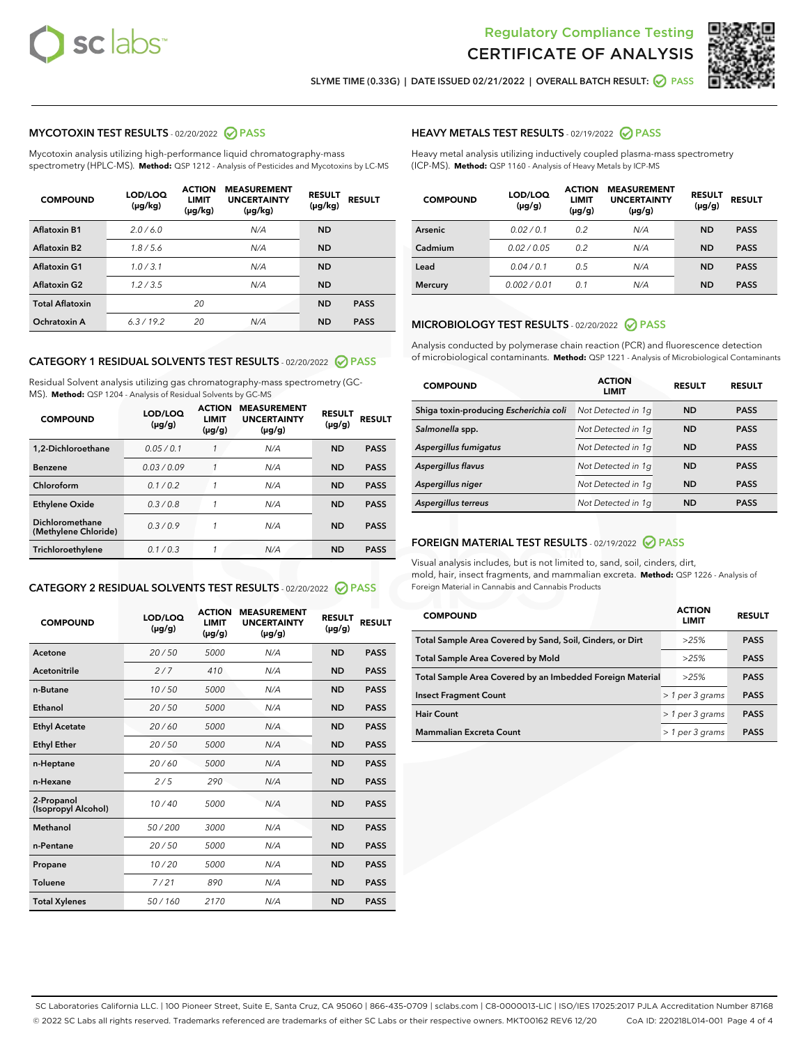Regulatory Compliance Testing

# CERTIFICATE OF ANALYSIS

SLYME TIME (0.33G) | DATE ISSUED 02/21/2022 | OVERALL BATCH RESULT: PASS

## MYCOTOXIN TEST RESULTS - 02/20/2022 PASS

Mycotoxin analysis utilizing high-performance liquid chromatography-mass spectrometry (HPLC-MS). **Method:** QSP 1212 - Analysis of Pesticides and Mycotoxins by LC-MS

| COMPOUND | LOD/LOQ (µg/kg) | ACTION LIMIT (µg/kg) | MEASUREMENT UNCERTAINTY (µg/kg) | RESULT (µg/kg) | RESULT |
|---|---|---|---|---|---|
| Aflatoxin B1 | 2.0 / 6.0 | | N/A | ND | |
| Aflatoxin B2 | 1.8 / 5.6 | | N/A | ND | |
| Aflatoxin G1 | 1.0 / 3.1 | | N/A | ND | |
| Aflatoxin G2 | 1.2 / 3.5 | | N/A | ND | |
| Total Aflatoxin | | 20 | | ND | PASS |
| Ochratoxin A | 6.3 / 19.2 | 20 | N/A | ND | PASS |

## CATEGORY 1 RESIDUAL SOLVENTS TEST RESULTS - 02/20/2022 PASS

Residual Solvent analysis utilizing gas chromatography-mass spectrometry (GC-MS). **Method:** QSP 1204 - Analysis of Residual Solvents by GC-MS

| COMPOUND | LOD/LOQ (µg/g) | ACTION LIMIT (µg/g) | MEASUREMENT UNCERTAINTY (µg/g) | RESULT (µg/g) | RESULT |
|---|---|---|---|---|---|
| 1,2-Dichloroethane | 0.05 / 0.1 | 1 | N/A | ND | PASS |
| Benzene | 0.03 / 0.09 | 1 | N/A | ND | PASS |
| Chloroform | 0.1 / 0.2 | 1 | N/A | ND | PASS |
| Ethylene Oxide | 0.3 / 0.8 | 1 | N/A | ND | PASS |
| Dichloromethane (Methylene Chloride) | 0.3 / 0.9 | 1 | N/A | ND | PASS |
| Trichloroethylene | 0.1 / 0.3 | 1 | N/A | ND | PASS |

## CATEGORY 2 RESIDUAL SOLVENTS TEST RESULTS - 02/20/2022 PASS

| COMPOUND | LOD/LOQ (µg/g) | ACTION LIMIT (µg/g) | MEASUREMENT UNCERTAINTY (µg/g) | RESULT (µg/g) | RESULT |
|---|---|---|---|---|---|
| Acetone | 20 / 50 | 5000 | N/A | ND | PASS |
| Acetonitrile | 2 / 7 | 410 | N/A | ND | PASS |
| n-Butane | 10 / 50 | 5000 | N/A | ND | PASS |
| Ethanol | 20 / 50 | 5000 | N/A | ND | PASS |
| Ethyl Acetate | 20 / 60 | 5000 | N/A | ND | PASS |
| Ethyl Ether | 20 / 50 | 5000 | N/A | ND | PASS |
| n-Heptane | 20 / 60 | 5000 | N/A | ND | PASS |
| n-Hexane | 2 / 5 | 290 | N/A | ND | PASS |
| 2-Propanol (Isopropyl Alcohol) | 10 / 40 | 5000 | N/A | ND | PASS |
| Methanol | 50 / 200 | 3000 | N/A | ND | PASS |
| n-Pentane | 20 / 50 | 5000 | N/A | ND | PASS |
| Propane | 10 / 20 | 5000 | N/A | ND | PASS |
| Toluene | 7 / 21 | 890 | N/A | ND | PASS |
| Total Xylenes | 50 / 160 | 2170 | N/A | ND | PASS |

## HEAVY METALS TEST RESULTS - 02/19/2022 PASS

Heavy metal analysis utilizing inductively coupled plasma-mass spectrometry (ICP-MS). **Method:** QSP 1160 - Analysis of Heavy Metals by ICP-MS

| COMPOUND | LOD/LOQ (µg/g) | ACTION LIMIT (µg/g) | MEASUREMENT UNCERTAINTY (µg/g) | RESULT (µg/g) | RESULT |
|---|---|---|---|---|---|
| Arsenic | 0.02 / 0.1 | 0.2 | N/A | ND | PASS |
| Cadmium | 0.02 / 0.05 | 0.2 | N/A | ND | PASS |
| Lead | 0.04 / 0.1 | 0.5 | N/A | ND | PASS |
| Mercury | 0.002 / 0.01 | 0.1 | N/A | ND | PASS |

## MICROBIOLOGY TEST RESULTS - 02/20/2022 PASS

Analysis conducted by polymerase chain reaction (PCR) and fluorescence detection of microbiological contaminants. **Method:** QSP 1221 - Analysis of Microbiological Contaminants

| COMPOUND | ACTION LIMIT | RESULT | RESULT |
|---|---|---|---|
| *Shiga toxin-producing Escherichia coli* | Not Detected in 1g | ND | PASS |
| *Salmonella* spp. | Not Detected in 1g | ND | PASS |
| *Aspergillus fumigatus* | Not Detected in 1g | ND | PASS |
| *Aspergillus flavus* | Not Detected in 1g | ND | PASS |
| *Aspergillus niger* | Not Detected in 1g | ND | PASS |
| *Aspergillus terreus* | Not Detected in 1g | ND | PASS |

## FOREIGN MATERIAL TEST RESULTS - 02/19/2022 PASS

Visual analysis includes, but is not limited to, sand, soil, cinders, dirt, mold, hair, insect fragments, and mammalian excreta. **Method:** QSP 1226 - Analysis of Foreign Material in Cannabis and Cannabis Products

| COMPOUND | ACTION LIMIT | RESULT |
|---|---|---|
| Total Sample Area Covered by Sand, Soil, Cinders, or Dirt | >25% | PASS |
| Total Sample Area Covered by Mold | >25% | PASS |
| Total Sample Area Covered by an Imbedded Foreign Material | >25% | PASS |
| Insect Fragment Count | > 1 per 3 grams | PASS |
| Hair Count | > 1 per 3 grams | PASS |
| Mammalian Excreta Count | > 1 per 3 grams | PASS |

SC Laboratories California LLC. | 100 Pioneer Street, Suite E, Santa Cruz, CA 95060 | 866-435-0709 | sclabs.com | C8-0000013-LIC | ISO/IES 17025:2017 PJLA Accreditation Number 87168
© 2022 SC Labs all rights reserved. Trademarks referenced are trademarks of either SC Labs or their respective owners. MKT00162 REV6 12/20 CoA ID: 220218L014-001